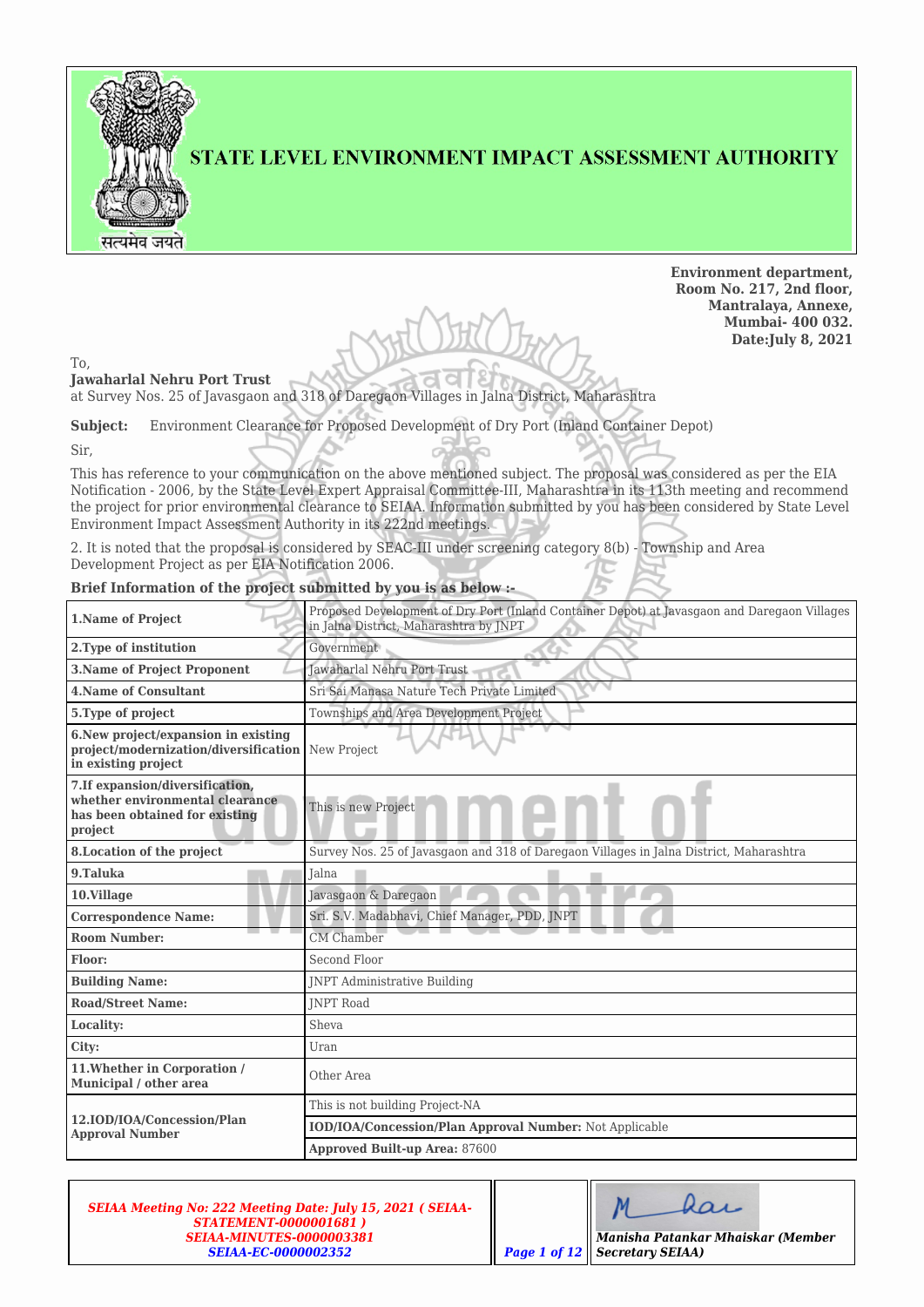# STATE LEVEL ENVIRONMENT IMPACT ASSESSMENT AUTHORITY

**Environment department,**
**Room No. 217, 2nd floor,**
**Mantralaya, Annexe,**
**Mumbai- 400 032.**
**Date:July 8, 2021**

To,
**Jawaharlal Nehru Port Trust**
at Survey Nos. 25 of Javasgaon and 318 of Daregaon Villages in Jalna District, Maharashtra

**Subject:** Environment Clearance for Proposed Development of Dry Port (Inland Container Depot)

Sir,

This has reference to your communication on the above mentioned subject. The proposal was considered as per the EIA Notification - 2006, by the State Level Expert Appraisal Committee-III, Maharashtra in its 113th meeting and recommend the project for prior environmental clearance to SEIAA. Information submitted by you has been considered by State Level Environment Impact Assessment Authority in its 222nd meetings.

2. It is noted that the proposal is considered by SEAC-III under screening category 8(b) - Township and Area Development Project as per EIA Notification 2006.

**Brief Information of the project submitted by you is as below :-**

| | |
|---|---|
| **1.Name of Project** | Proposed Development of Dry Port (Inland Container Depot) at Javasgaon and Daregaon Villages in Jalna District, Maharashtra by JNPT |
| **2.Type of institution** | Government |
| **3.Name of Project Proponent** | Jawaharlal Nehru Port Trust |
| **4.Name of Consultant** | Sri Sai Manasa Nature Tech Private Limited |
| **5.Type of project** | Townships and Area Development Project |
| **6.New project/expansion in existing project/modernization/diversification in existing project** | New Project |
| **7.If expansion/diversification, whether environmental clearance has been obtained for existing project** | This is new Project |
| **8.Location of the project** | Survey Nos. 25 of Javasgaon and 318 of Daregaon Villages in Jalna District, Maharashtra |
| **9.Taluka** | Jalna |
| **10.Village** | Javasgaon & Daregaon |
| **Correspondence Name:** | Sri. S.V. Madabhavi, Chief Manager, PDD, JNPT |
| **Room Number:** | CM Chamber |
| **Floor:** | Second Floor |
| **Building Name:** | JNPT Administrative Building |
| **Road/Street Name:** | JNPT Road |
| **Locality:** | Sheva |
| **City:** | Uran |
| **11.Whether in Corporation / Municipal / other area** | Other Area |
| **12.IOD/IOA/Concession/Plan Approval Number** | This is not building Project-NA |
| | **IOD/IOA/Concession/Plan Approval Number:** Not Applicable |
| | **Approved Built-up Area:** 87600 |

*SEIAA Meeting No: 222 Meeting Date: July 15, 2021 ( SEIAA-STATEMENT-0000001681 )*
*SEIAA-MINUTES-0000003381*
*SEIAA-EC-0000002352*

*Manisha Patankar Mhaiskar (Member Secretary SEIAA)*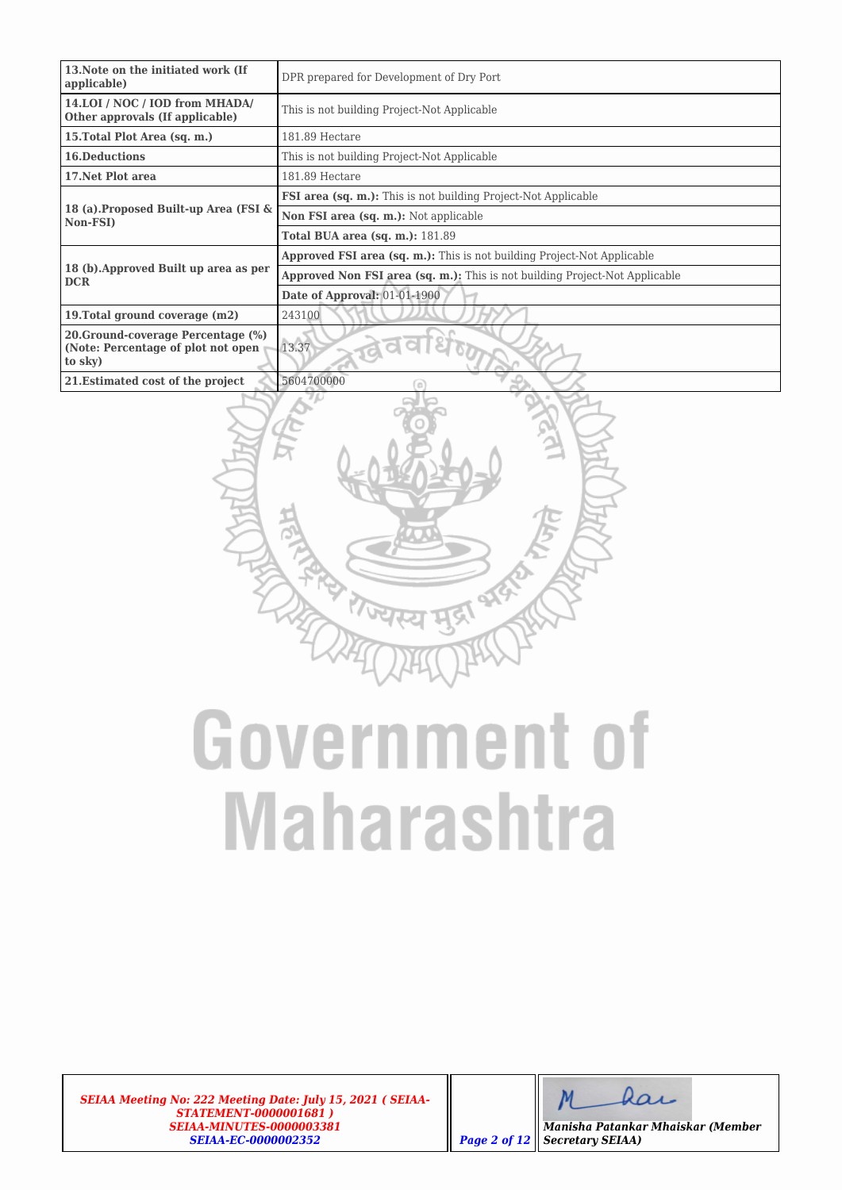| | |
|---|---|
| **13.Note on the initiated work (If applicable)** | DPR prepared for Development of Dry Port |
| **14.LOI / NOC / IOD from MHADA/ Other approvals (If applicable)** | This is not building Project-Not Applicable |
| **15.Total Plot Area (sq. m.)** | 181.89 Hectare |
| **16.Deductions** | This is not building Project-Not Applicable |
| **17.Net Plot area** | 181.89 Hectare |
| **18 (a).Proposed Built-up Area (FSI & Non-FSI)** | **FSI area (sq. m.):** This is not building Project-Not Applicable |
| | **Non FSI area (sq. m.):** Not applicable |
| | **Total BUA area (sq. m.):** 181.89 |
| **18 (b).Approved Built up area as per DCR** | **Approved FSI area (sq. m.):** This is not building Project-Not Applicable |
| | **Approved Non FSI area (sq. m.):** This is not building Project-Not Applicable |
| | **Date of Approval:** 01-01-1900 |
| **19.Total ground coverage (m2)** | 243100 |
| **20.Ground-coverage Percentage (%) (Note: Percentage of plot not open to sky)** | 13.37 |
| **21.Estimated cost of the project** | 5604700000 |

*SEIAA Meeting No: 222 Meeting Date: July 15, 2021 ( SEIAA-STATEMENT-0000001681 ) SEIAA-MINUTES-0000003381 SEIAA-EC-0000002352*

*Manisha Patankar Mhaiskar (Member Secretary SEIAA)*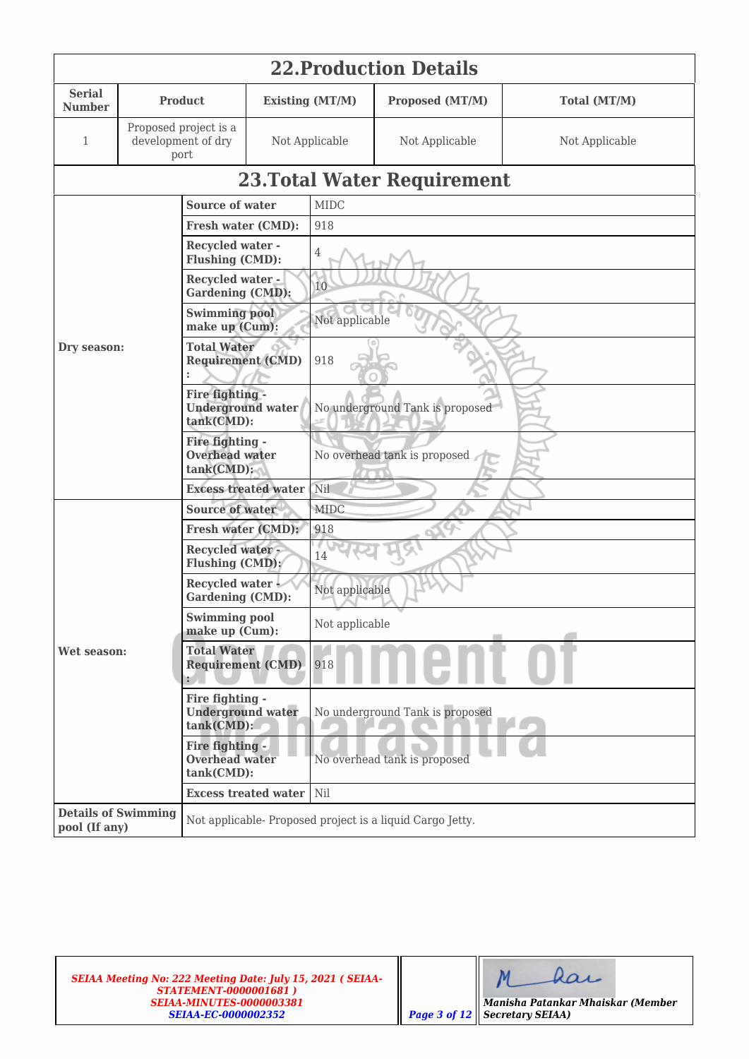## 22.Production Details

| Serial Number | Product | Existing (MT/M) | Proposed (MT/M) | Total (MT/M) |
|---|---|---|---|---|
| 1 | Proposed project is a development of dry port | Not Applicable | Not Applicable | Not Applicable |

## 23.Total Water Requirement

| | | |
|---|---|---|
| Dry season: | Source of water | MIDC |
| | Fresh water (CMD): | 918 |
| | Recycled water - Flushing (CMD): | 4 |
| | Recycled water - Gardening (CMD): | 10 |
| | Swimming pool make up (Cum): | Not applicable |
| | Total Water Requirement (CMD) : | 918 |
| | Fire fighting - Underground water tank(CMD): | No underground Tank is proposed |
| | Fire fighting - Overhead water tank(CMD): | No overhead tank is proposed |
| | Excess treated water | Nil |
| Wet season: | Source of water | MIDC |
| | Fresh water (CMD): | 918 |
| | Recycled water - Flushing (CMD): | 14 |
| | Recycled water - Gardening (CMD): | Not applicable |
| | Swimming pool make up (Cum): | Not applicable |
| | Total Water Requirement (CMD) : | 918 |
| | Fire fighting - Underground water tank(CMD): | No underground Tank is proposed |
| | Fire fighting - Overhead water tank(CMD): | No overhead tank is proposed |
| | Excess treated water | Nil |
| Details of Swimming pool (If any) | Not applicable- Proposed project is a liquid Cargo Jetty. | |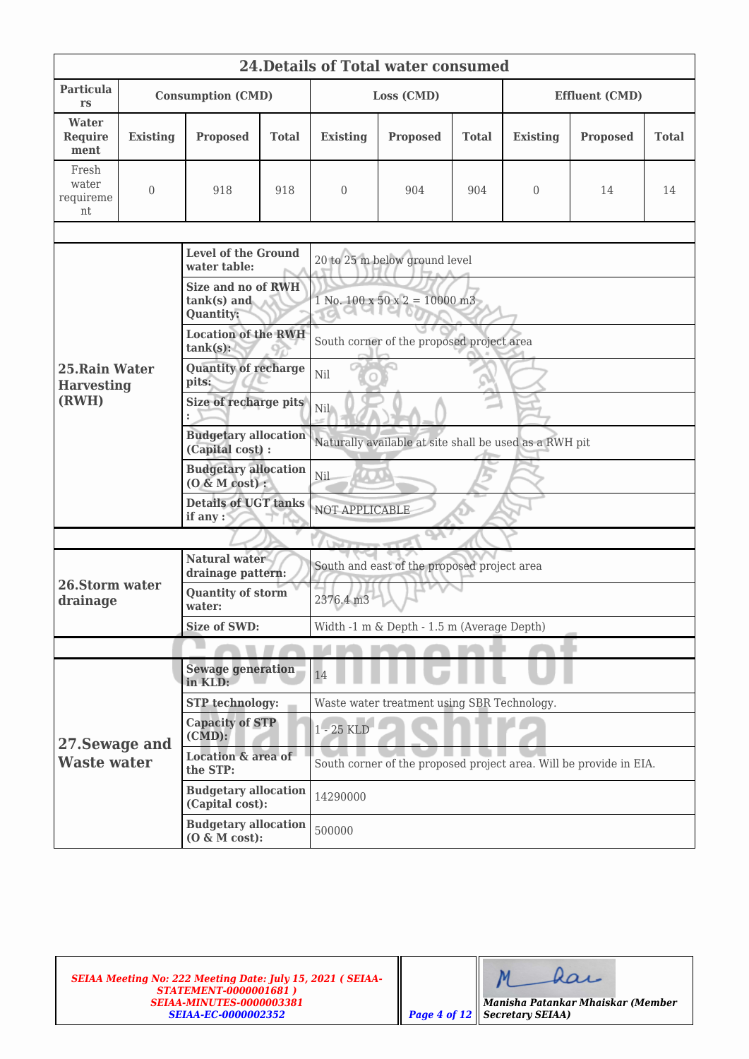## 24.Details of Total water consumed

| Particulars | Consumption (CMD) | | | Loss (CMD) | | | Effluent (CMD) | | |
|---|---|---|---|---|---|---|---|---|---|
| Water Requirement | Existing | Proposed | Total | Existing | Proposed | Total | Existing | Proposed | Total |
| Fresh water requirement | 0 | 918 | 918 | 0 | 904 | 904 | 0 | 14 | 14 |

| | | |
|---|---|---|
| **25.Rain Water Harvesting (RWH)** | **Level of the Ground water table:** | 20 to 25 m below ground level |
| | **Size and no of RWH tank(s) and Quantity:** | 1 No. 100 x 50 x 2 = 10000 m3 |
| | **Location of the RWH tank(s):** | South corner of the proposed project area |
| | **Quantity of recharge pits:** | Nil |
| | **Size of recharge pits :** | Nil |
| | **Budgetary allocation (Capital cost) :** | Naturally available at site shall be used as a RWH pit |
| | **Budgetary allocation (O & M cost) :** | Nil |
| | **Details of UGT tanks if any :** | NOT APPLICABLE |

| | | |
|---|---|---|
| **26.Storm water drainage** | **Natural water drainage pattern:** | South and east of the proposed project area |
| | **Quantity of storm water:** | 2376.4 m3 |
| | **Size of SWD:** | Width -1 m & Depth - 1.5 m (Average Depth) |

| | | |
|---|---|---|
| **27.Sewage and Waste water** | **Sewage generation in KLD:** | 14 |
| | **STP technology:** | Waste water treatment using SBR Technology. |
| | **Capacity of STP (CMD):** | 1 - 25 KLD |
| | **Location & area of the STP:** | South corner of the proposed project area. Will be provide in EIA. |
| | **Budgetary allocation (Capital cost):** | 14290000 |
| | **Budgetary allocation (O & M cost):** | 500000 |

*SEIAA Meeting No: 222 Meeting Date: July 15, 2021 ( SEIAA-STATEMENT-0000001681 ) SEIAA-MINUTES-0000003381 SEIAA-EC-0000002352*

*Manisha Patankar Mhaiskar (Member Secretary SEIAA)*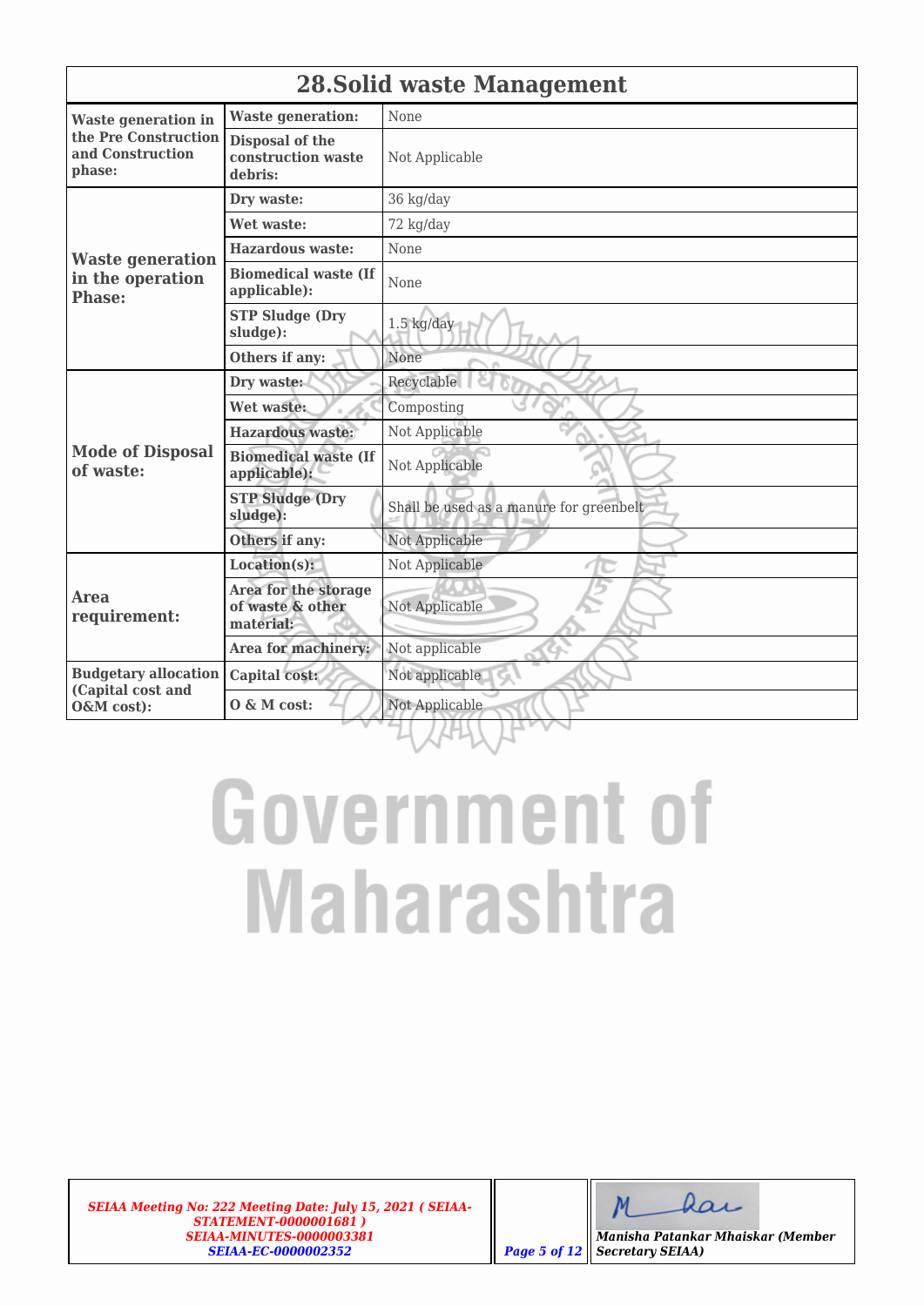## 28.Solid waste Management

| Category | Item | Details |
|---|---|---|
| **Waste generation in the Pre Construction and Construction phase:** | **Waste generation:** | None |
| | **Disposal of the construction waste debris:** | Not Applicable |
| **Waste generation in the operation Phase:** | **Dry waste:** | 36 kg/day |
| | **Wet waste:** | 72 kg/day |
| | **Hazardous waste:** | None |
| | **Biomedical waste (If applicable):** | None |
| | **STP Sludge (Dry sludge):** | 1.5 kg/day |
| | **Others if any:** | None |
| **Mode of Disposal of waste:** | **Dry waste:** | Recyclable |
| | **Wet waste:** | Composting |
| | **Hazardous waste:** | Not Applicable |
| | **Biomedical waste (If applicable):** | Not Applicable |
| | **STP Sludge (Dry sludge):** | Shall be used as a manure for greenbelt |
| | **Others if any:** | Not Applicable |
| **Area requirement:** | **Location(s):** | Not Applicable |
| | **Area for the storage of waste & other material:** | Not Applicable |
| | **Area for machinery:** | Not applicable |
| **Budgetary allocation (Capital cost and O&M cost):** | **Capital cost:** | Not applicable |
| | **O & M cost:** | Not Applicable |

*SEIAA Meeting No: 222 Meeting Date: July 15, 2021 ( SEIAA-STATEMENT-0000001681 ) SEIAA-MINUTES-0000003381 SEIAA-EC-0000002352*

*Manisha Patankar Mhaiskar (Member Secretary SEIAA)*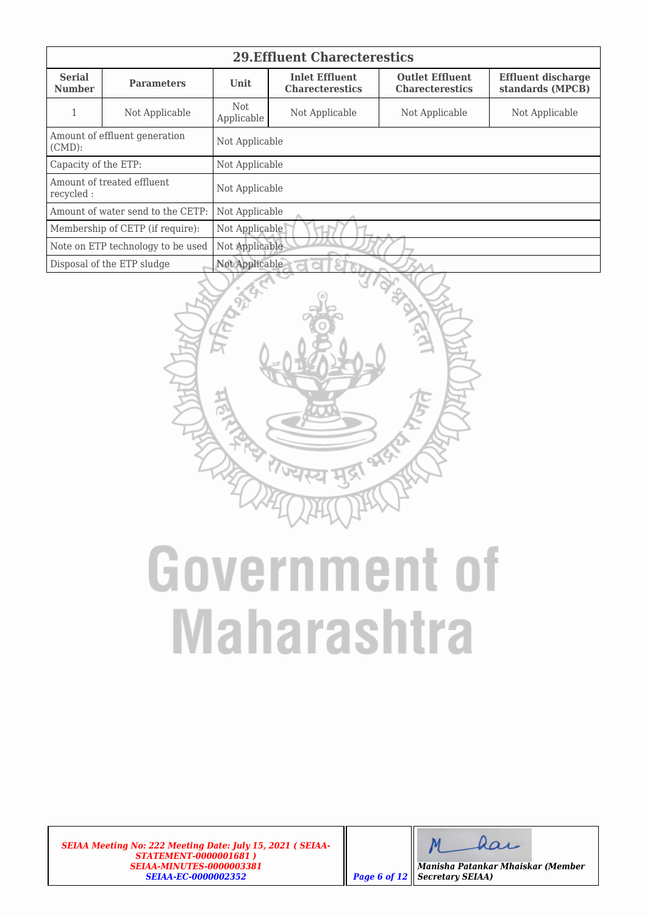## 29.Effluent Charecterestics

| Serial Number | Parameters | Unit | Inlet Effluent Charecterestics | Outlet Effluent Charecterestics | Effluent discharge standards (MPCB) |
|---|---|---|---|---|---|
| 1 | Not Applicable | Not Applicable | Not Applicable | Not Applicable | Not Applicable |

| | |
|---|---|
| Amount of effluent generation (CMD): | Not Applicable |
| Capacity of the ETP: | Not Applicable |
| Amount of treated effluent recycled : | Not Applicable |
| Amount of water send to the CETP: | Not Applicable |
| Membership of CETP (if require): | Not Applicable |
| Note on ETP technology to be used | Not Applicable |
| Disposal of the ETP sludge | Not Applicable |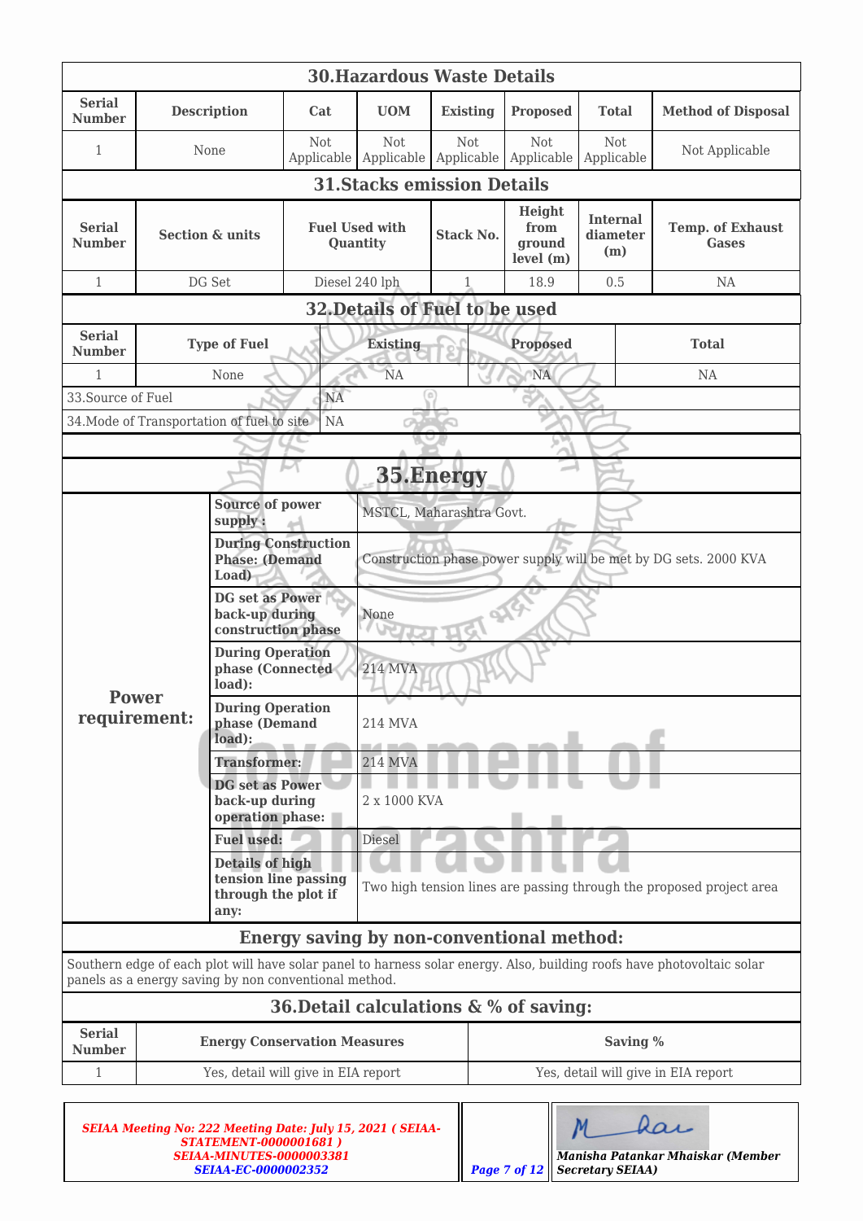## 30.Hazardous Waste Details

| Serial Number | Description | Cat | UOM | Existing | Proposed | Total | Method of Disposal |
|---|---|---|---|---|---|---|---|
| 1 | None | Not Applicable | Not Applicable | Not Applicable | Not Applicable | Not Applicable | Not Applicable |

## 31.Stacks emission Details

| Serial Number | Section & units | Fuel Used with Quantity | Stack No. | Height from ground level (m) | Internal diameter (m) | Temp. of Exhaust Gases |
|---|---|---|---|---|---|---|
| 1 | DG Set | Diesel 240 lph | 1 | 18.9 | 0.5 | NA |

## 32.Details of Fuel to be used

| Serial Number | Type of Fuel | Existing | Proposed | Total |
|---|---|---|---|---|
| 1 | None | NA | NA | NA |

| | |
|---|---|
| 33.Source of Fuel | NA |
| 34.Mode of Transportation of fuel to site | NA |

## 35.Energy

| | | |
|---|---|---|
| **Power requirement:** | **Source of power supply :** | MSTCL, Maharashtra Govt. |
| | **During Construction Phase: (Demand Load)** | Construction phase power supply will be met by DG sets. 2000 KVA |
| | **DG set as Power back-up during construction phase** | None |
| | **During Operation phase (Connected load):** | 214 MVA |
| | **During Operation phase (Demand load):** | 214 MVA |
| | **Transformer:** | 214 MVA |
| | **DG set as Power back-up during operation phase:** | 2 x 1000 KVA |
| | **Fuel used:** | Diesel |
| | **Details of high tension line passing through the plot if any:** | Two high tension lines are passing through the proposed project area |

### Energy saving by non-conventional method:

Southern edge of each plot will have solar panel to harness solar energy. Also, building roofs have photovoltaic solar panels as a energy saving by non conventional method.

## 36.Detail calculations & % of saving:

| Serial Number | Energy Conservation Measures | Saving % |
|---|---|---|
| 1 | Yes, detail will give in EIA report | Yes, detail will give in EIA report |

*SEIAA Meeting No: 222 Meeting Date: July 15, 2021 ( SEIAA-STATEMENT-0000001681 ) SEIAA-MINUTES-0000003381 SEIAA-EC-0000002352*

*Manisha Patankar Mhaiskar (Member Secretary SEIAA)*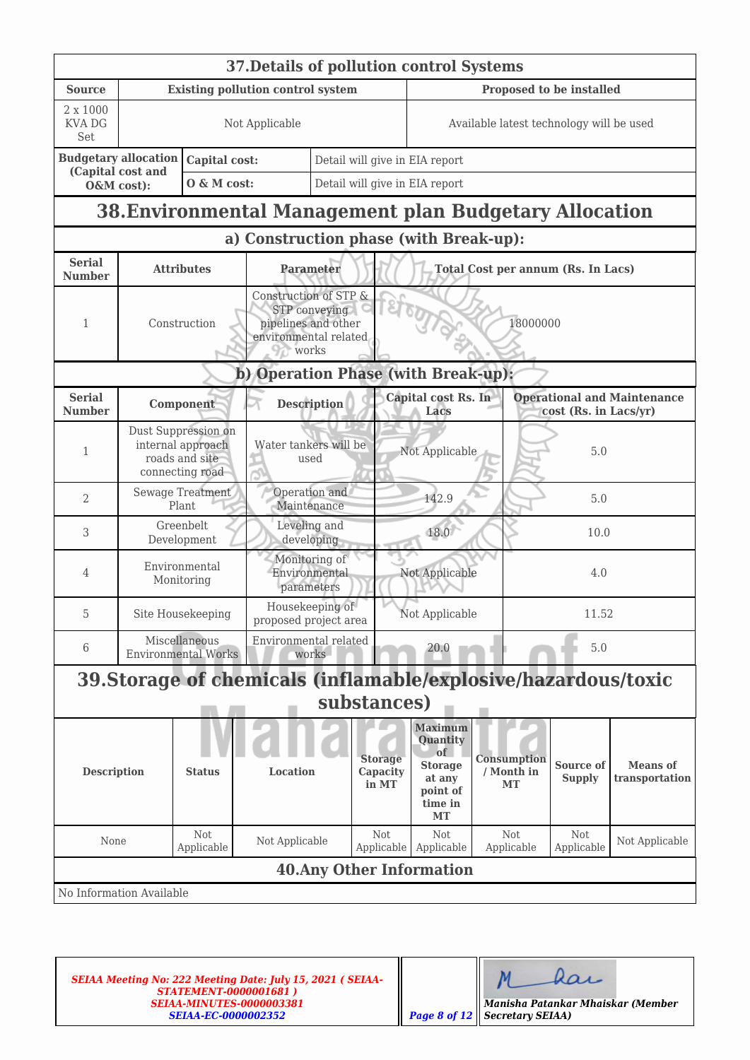## 37.Details of pollution control Systems

| Source | Existing pollution control system | Proposed to be installed |
|---|---|---|
| 2 x 1000 KVA DG Set | Not Applicable | Available latest technology will be used |

| Budgetary allocation (Capital cost and O&M cost): | | |
|---|---|---|
| | Capital cost: | Detail will give in EIA report |
| | O & M cost: | Detail will give in EIA report |

## 38.Environmental Management plan Budgetary Allocation

### a) Construction phase (with Break-up):

| Serial Number | Attributes | Parameter | Total Cost per annum (Rs. In Lacs) |
|---|---|---|---|
| 1 | Construction | Construction of STP & STP conveying pipelines and other environmental related works | 18000000 |

### b) Operation Phase (with Break-up):

| Serial Number | Component | Description | Capital cost Rs. In Lacs | Operational and Maintenance cost (Rs. in Lacs/yr) |
|---|---|---|---|---|
| 1 | Dust Suppression on internal approach roads and site connecting road | Water tankers will be used | Not Applicable | 5.0 |
| 2 | Sewage Treatment Plant | Operation and Maintenance | 142.9 | 5.0 |
| 3 | Greenbelt Development | Leveling and developing | 18.0 | 10.0 |
| 4 | Environmental Monitoring | Monitoring of Environmental parameters | Not Applicable | 4.0 |
| 5 | Site Housekeeping | Housekeeping of proposed project area | Not Applicable | 11.52 |
| 6 | Miscellaneous Environmental Works | Environmental related works | 20.0 | 5.0 |

## 39.Storage of chemicals (inflamable/explosive/hazardous/toxic substances)

| Description | Status | Location | Storage Capacity in MT | Maximum Quantity of Storage at any point of time in MT | Consumption / Month in MT | Source of Supply | Means of transportation |
|---|---|---|---|---|---|---|---|
| None | Not Applicable | Not Applicable | Not Applicable | Not Applicable | Not Applicable | Not Applicable | Not Applicable |

## 40.Any Other Information

No Information Available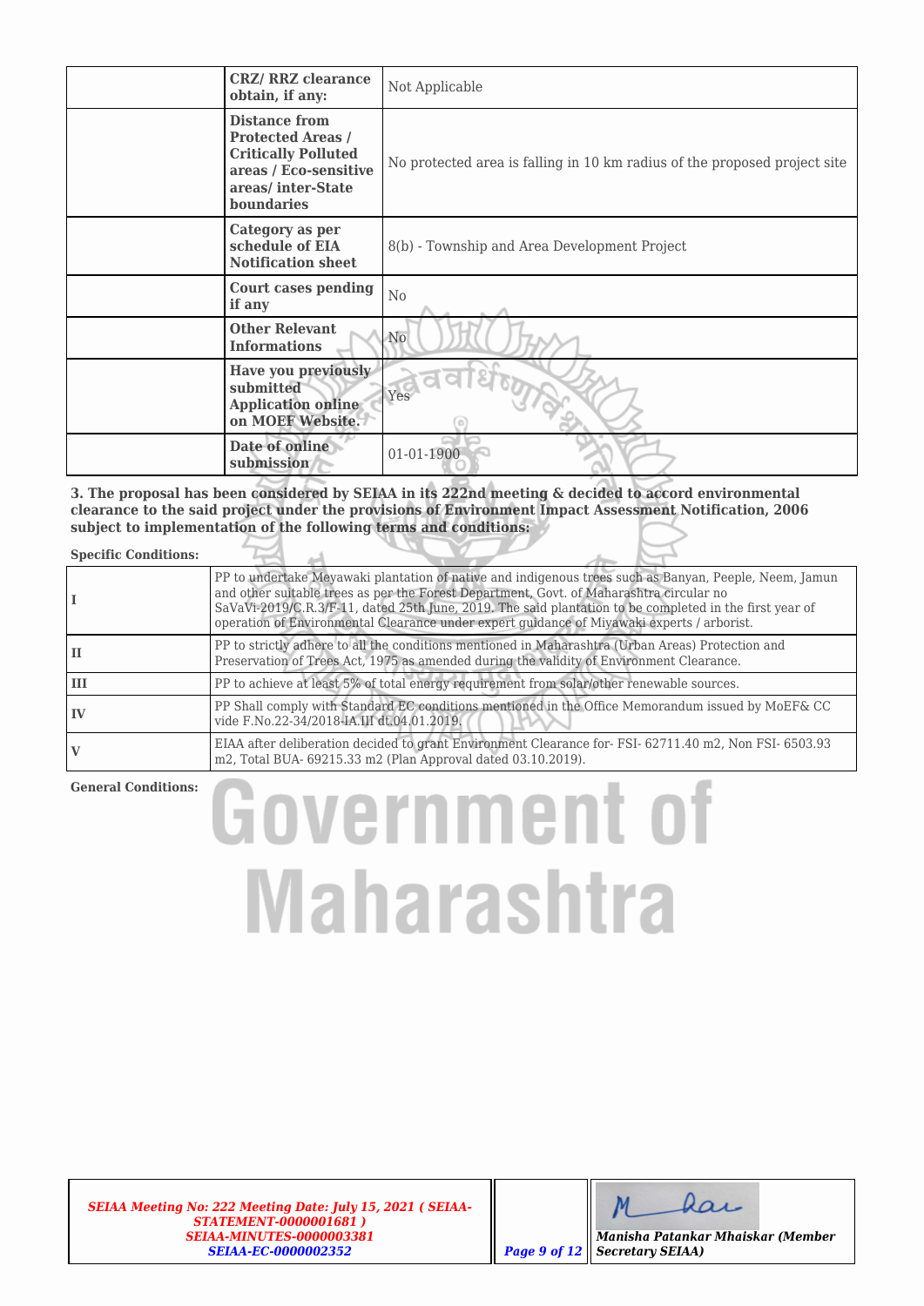| | | |
|---|---|---|
| | **CRZ/ RRZ clearance obtain, if any:** | Not Applicable |
| | **Distance from Protected Areas / Critically Polluted areas / Eco-sensitive areas/ inter-State boundaries** | No protected area is falling in 10 km radius of the proposed project site |
| | **Category as per schedule of EIA Notification sheet** | 8(b) - Township and Area Development Project |
| | **Court cases pending if any** | No |
| | **Other Relevant Informations** | No |
| | **Have you previously submitted Application online on MOEF Website.** | Yes |
| | **Date of online submission** | 01-01-1900 |

**3. The proposal has been considered by SEIAA in its 222nd meeting & decided to accord environmental clearance to the said project under the provisions of Environment Impact Assessment Notification, 2006 subject to implementation of the following terms and conditions:**

**Specific Conditions:**

| | |
|---|---|
| **I** | PP to undertake Meyawaki plantation of native and indigenous trees such as Banyan, Peeple, Neem, Jamun and other suitable trees as per the Forest Department, Govt. of Maharashtra circular no SaVaVi-2019/C.R.3/F-11, dated 25th June, 2019. The said plantation to be completed in the first year of operation of Environmental Clearance under expert guidance of Miyawaki experts / arborist. |
| **II** | PP to strictly adhere to all the conditions mentioned in Maharashtra (Urban Areas) Protection and Preservation of Trees Act, 1975 as amended during the validity of Environment Clearance. |
| **III** | PP to achieve at least 5% of total energy requirement from solar/other renewable sources. |
| **IV** | PP Shall comply with Standard EC conditions mentioned in the Office Memorandum issued by MoEF& CC vide F.No.22-34/2018-IA.III dt.04.01.2019. |
| **V** | EIAA after deliberation decided to grant Environment Clearance for- FSI- 62711.40 m2, Non FSI- 6503.93 m2, Total BUA- 69215.33 m2 (Plan Approval dated 03.10.2019). |

**General Conditions:**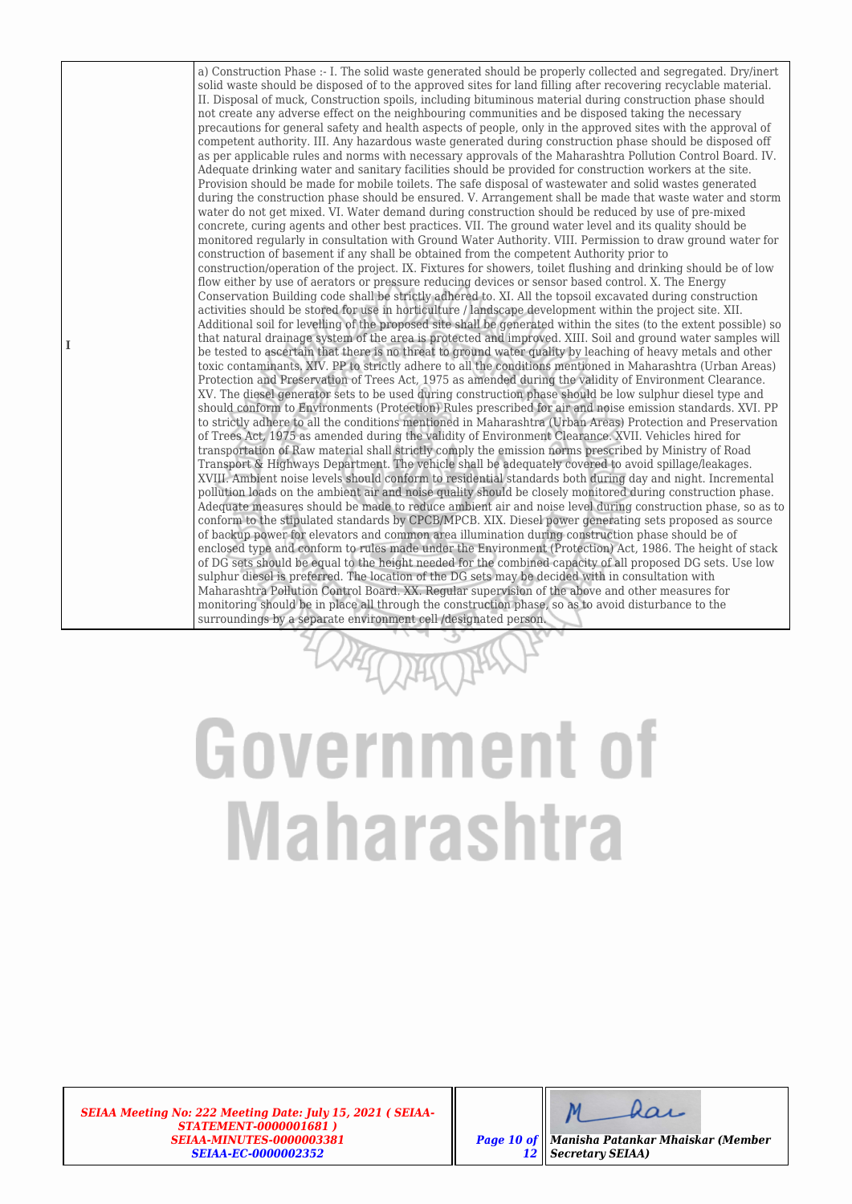| I | a) Construction Phase :- I. The solid waste generated should be properly collected and segregated. Dry/inert solid waste should be disposed of to the approved sites for land filling after recovering recyclable material. II. Disposal of muck, Construction spoils, including bituminous material during construction phase should not create any adverse effect on the neighbouring communities and be disposed taking the necessary precautions for general safety and health aspects of people, only in the approved sites with the approval of competent authority. III. Any hazardous waste generated during construction phase should be disposed off as per applicable rules and norms with necessary approvals of the Maharashtra Pollution Control Board. IV. Adequate drinking water and sanitary facilities should be provided for construction workers at the site. Provision should be made for mobile toilets. The safe disposal of wastewater and solid wastes generated during the construction phase should be ensured. V. Arrangement shall be made that waste water and storm water do not get mixed. VI. Water demand during construction should be reduced by use of pre-mixed concrete, curing agents and other best practices. VII. The ground water level and its quality should be monitored regularly in consultation with Ground Water Authority. VIII. Permission to draw ground water for construction of basement if any shall be obtained from the competent Authority prior to construction/operation of the project. IX. Fixtures for showers, toilet flushing and drinking should be of low flow either by use of aerators or pressure reducing devices or sensor based control. X. The Energy Conservation Building code shall be strictly adhered to. XI. All the topsoil excavated during construction activities should be stored for use in horticulture / landscape development within the project site. XII. Additional soil for levelling of the proposed site shall be generated within the sites (to the extent possible) so that natural drainage system of the area is protected and improved. XIII. Soil and ground water samples will be tested to ascertain that there is no threat to ground water quality by leaching of heavy metals and other toxic contaminants. XIV. PP to strictly adhere to all the conditions mentioned in Maharashtra (Urban Areas) Protection and Preservation of Trees Act, 1975 as amended during the validity of Environment Clearance. XV. The diesel generator sets to be used during construction phase should be low sulphur diesel type and should conform to Environments (Protection) Rules prescribed for air and noise emission standards. XVI. PP to strictly adhere to all the conditions mentioned in Maharashtra (Urban Areas) Protection and Preservation of Trees Act, 1975 as amended during the validity of Environment Clearance. XVII. Vehicles hired for transportation of Raw material shall strictly comply the emission norms prescribed by Ministry of Road Transport & Highways Department. The vehicle shall be adequately covered to avoid spillage/leakages. XVIII. Ambient noise levels should conform to residential standards both during day and night. Incremental pollution loads on the ambient air and noise quality should be closely monitored during construction phase. Adequate measures should be made to reduce ambient air and noise level during construction phase, so as to conform to the stipulated standards by CPCB/MPCB. XIX. Diesel power generating sets proposed as source of backup power for elevators and common area illumination during construction phase should be of enclosed type and conform to rules made under the Environment (Protection) Act, 1986. The height of stack of DG sets should be equal to the height needed for the combined capacity of all proposed DG sets. Use low sulphur diesel is preferred. The location of the DG sets may be decided with in consultation with Maharashtra Pollution Control Board. XX. Regular supervision of the above and other measures for monitoring should be in place all through the construction phase, so as to avoid disturbance to the surroundings by a separate environment cell /designated person. |
|---|---|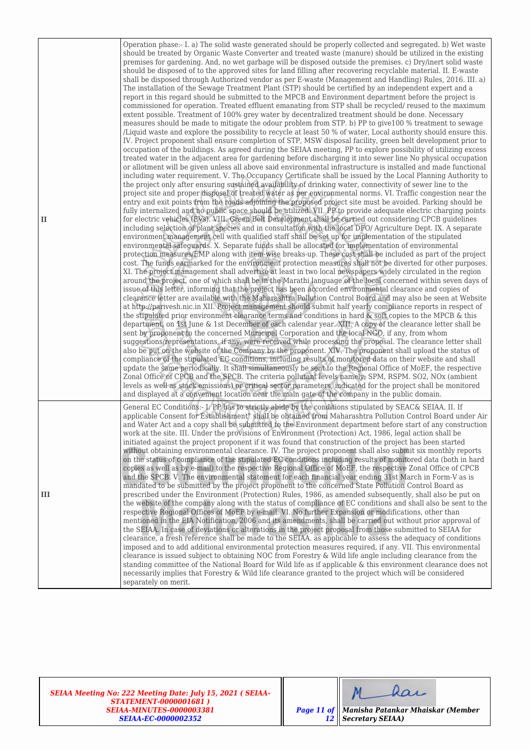| | |
|---|---|
| II | Operation phase:- I. a) The solid waste generated should be properly collected and segregated. b) Wet waste should be treated by Organic Waste Converter and treated waste (manure) should be utilized in the existing premises for gardening. And, no wet garbage will be disposed outside the premises. c) Dry/inert solid waste should be disposed of to the approved sites for land filling after recovering recyclable material. II. E-waste shall be disposed through Authorized vendor as per E-waste (Management and Handling) Rules, 2016. III. a) The installation of the Sewage Treatment Plant (STP) should be certified by an independent expert and a report in this regard should be submitted to the MPCB and Environment department before the project is commissioned for operation. Treated effluent emanating from STP shall be recycled/ reused to the maximum extent possible. Treatment of 100% grey water by decentralized treatment should be done. Necessary measures should be made to mitigate the odour problem from STP. b) PP to give100 % treatment to sewage /Liquid waste and explore the possibility to recycle at least 50 % of water, Local authority should ensure this. IV. Project proponent shall ensure completion of STP, MSW disposal facility, green belt development prior to occupation of the buildings. As agreed during the SEIAA meeting, PP to explore possibility of utilizing excess treated water in the adjacent area for gardening before discharging it into sewer line No physical occupation or allotment will be given unless all above said environmental infrastructure is installed and made functional including water requirement. V. The Occupancy Certificate shall be issued by the Local Planning Authority to the project only after ensuring sustained availability of drinking water, connectivity of sewer line to the project site and proper disposal of treated water as per environmental norms. VI. Traffic congestion near the entry and exit points from the roads adjoining the proposed project site must be avoided. Parking should be fully internalized and no public space should be utilized. VII. PP to provide adequate electric charging points for electric vehicles (EVs). VIII. Green Belt Development shall be carried out considering CPCB guidelines including selection of plant species and in consultation with the local DFO/ Agriculture Dept. IX. A separate environment management cell with qualified staff shall be set up for implementation of the stipulated environmental safeguards. X. Separate funds shall be allocated for implementation of environmental protection measures/EMP along with item-wise breaks-up. These cost shall be included as part of the project cost. The funds earmarked for the environment protection measures shall not be diverted for other purposes. XI. The project management shall advertise at least in two local newspapers widely circulated in the region around the project, one of which shall be in the Marathi language of the local concerned within seven days of issue of this letter, informing that the project has been accorded environmental clearance and copies of clearance letter are available with the Maharashtra Pollution Control Board and may also be seen at Website at http://parivesh.nic.in XII. Project management should submit half yearly compliance reports in respect of the stipulated prior environment clearance terms and conditions in hard & soft copies to the MPCB & this department, on 1st June & 1st December of each calendar year. XIII. A copy of the clearance letter shall be sent by proponent to the concerned Municipal Corporation and the local NGO, if any, from whom suggestions/representations, if any, were received while processing the proposal. The clearance letter shall also be put on the website of the Company by the proponent. XIV. The proponent shall upload the status of compliance of the stipulated EC conditions, including results of monitored data on their website and shall update the same periodically. It shall simultaneously be sent to the Regional Office of MoEF, the respective Zonal Office of CPCB and the SPCB. The criteria pollutant levels namely; SPM, RSPM. $SO_2$, $NO_x$ (ambient levels as well as stack emissions) or critical sector parameters, indicated for the project shall be monitored and displayed at a convenient location near the main gate of the company in the public domain. |
| III | General EC Conditions:- I. PP has to strictly abide by the conditions stipulated by SEAC& SEIAA. II. If applicable Consent for Establishment" shall be obtained from Maharashtra Pollution Control Board under Air and Water Act and a copy shall be submitted to the Environment department before start of any construction work at the site. III. Under the provisions of Environment (Protection) Act, 1986, legal action shall be initiated against the project proponent if it was found that construction of the project has been started without obtaining environmental clearance. IV. The project proponent shall also submit six monthly reports on the status of compliance of the stipulated EC conditions including results of monitored data (both in hard copies as well as by e-mail) to the respective Regional Office of MoEF, the respective Zonal Office of CPCB and the SPCB. V. The environmental statement for each financial year ending 31st March in Form-V as is mandated to be submitted by the project proponent to the concerned State Pollution Control Board as prescribed under the Environment (Protection) Rules, 1986, as amended subsequently, shall also be put on the website of the company along with the status of compliance of EC conditions and shall also be sent to the respective Regional Offices of MoEF by e-mail. VI. No further Expansion or modifications, other than mentioned in the EIA Notification, 2006 and its amendments, shall be carried out without prior approval of the SEIAA. In case of deviations or alterations in the project proposal from those submitted to SEIAA for clearance, a fresh reference shall be made to the SEIAA. as applicable to assess the adequacy of conditions imposed and to add additional environmental protection measures required, if any. VII. This environmental clearance is issued subject to obtaining NOC from Forestry & Wild life angle including clearance from the standing committee of the National Board for Wild life as if applicable & this environment clearance does not necessarily implies that Forestry & Wild life clearance granted to the project which will be considered separately on merit. |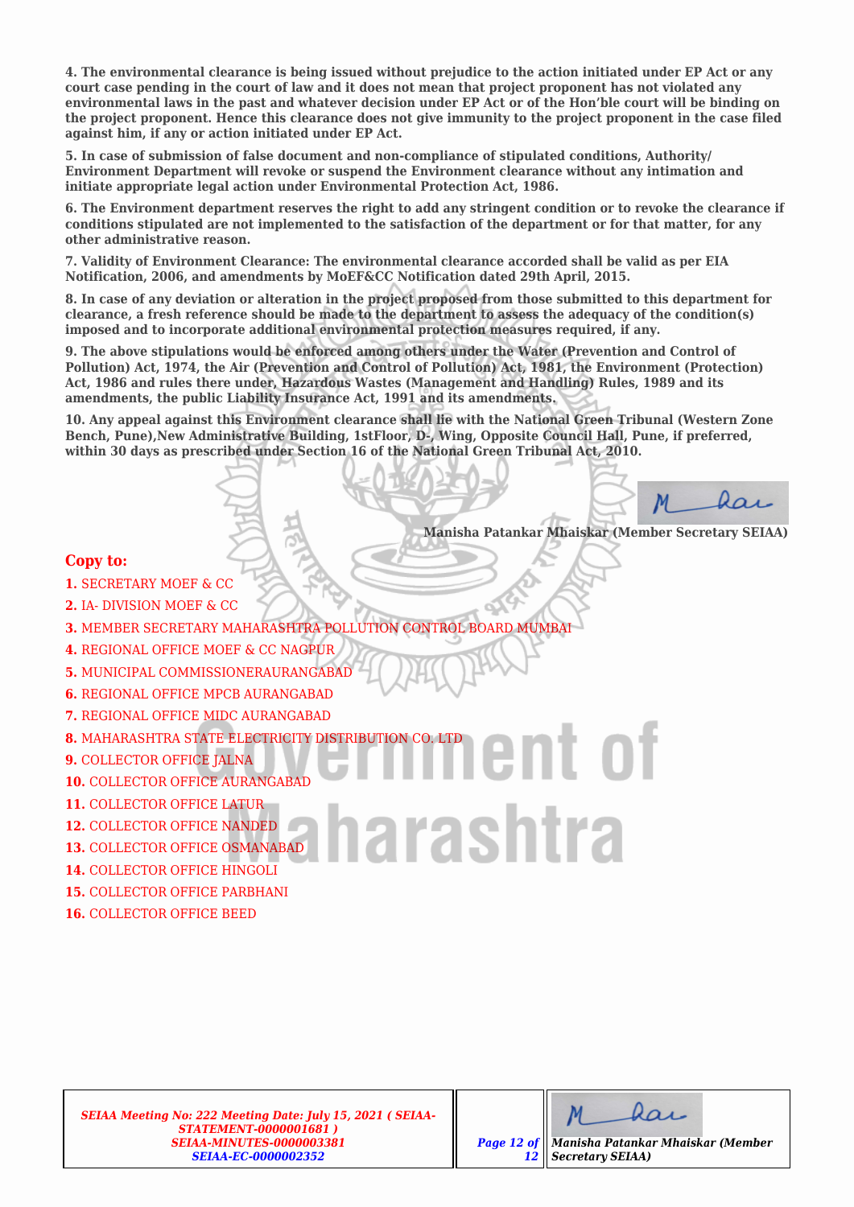**4. The environmental clearance is being issued without prejudice to the action initiated under EP Act or any court case pending in the court of law and it does not mean that project proponent has not violated any environmental laws in the past and whatever decision under EP Act or of the Hon'ble court will be binding on the project proponent. Hence this clearance does not give immunity to the project proponent in the case filed against him, if any or action initiated under EP Act.**

**5. In case of submission of false document and non-compliance of stipulated conditions, Authority/ Environment Department will revoke or suspend the Environment clearance without any intimation and initiate appropriate legal action under Environmental Protection Act, 1986.**

**6. The Environment department reserves the right to add any stringent condition or to revoke the clearance if conditions stipulated are not implemented to the satisfaction of the department or for that matter, for any other administrative reason.**

**7. Validity of Environment Clearance: The environmental clearance accorded shall be valid as per EIA Notification, 2006, and amendments by MoEF&CC Notification dated 29th April, 2015.**

**8. In case of any deviation or alteration in the project proposed from those submitted to this department for clearance, a fresh reference should be made to the department to assess the adequacy of the condition(s) imposed and to incorporate additional environmental protection measures required, if any.**

**9. The above stipulations would be enforced among others under the Water (Prevention and Control of Pollution) Act, 1974, the Air (Prevention and Control of Pollution) Act, 1981, the Environment (Protection) Act, 1986 and rules there under, Hazardous Wastes (Management and Handling) Rules, 1989 and its amendments, the public Liability Insurance Act, 1991 and its amendments.**

**10. Any appeal against this Environment clearance shall lie with the National Green Tribunal (Western Zone Bench, Pune),New Administrative Building, 1stFloor, D-, Wing, Opposite Council Hall, Pune, if preferred, within 30 days as prescribed under Section 16 of the National Green Tribunal Act, 2010.**

**Manisha Patankar Mhaiskar (Member Secretary SEIAA)**

## Copy to:

**1.** SECRETARY MOEF & CC
**2.** IA- DIVISION MOEF & CC
**3.** MEMBER SECRETARY MAHARASHTRA POLLUTION CONTROL BOARD MUMBAI
**4.** REGIONAL OFFICE MOEF & CC NAGPUR
**5.** MUNICIPAL COMMISSIONERAURANGABAD
**6.** REGIONAL OFFICE MPCB AURANGABAD
**7.** REGIONAL OFFICE MIDC AURANGABAD
**8.** MAHARASHTRA STATE ELECTRICITY DISTRIBUTION CO. LTD
**9.** COLLECTOR OFFICE JALNA
**10.** COLLECTOR OFFICE AURANGABAD
**11.** COLLECTOR OFFICE LATUR
**12.** COLLECTOR OFFICE NANDED
**13.** COLLECTOR OFFICE OSMANABAD
**14.** COLLECTOR OFFICE HINGOLI
**15.** COLLECTOR OFFICE PARBHANI
**16.** COLLECTOR OFFICE BEED